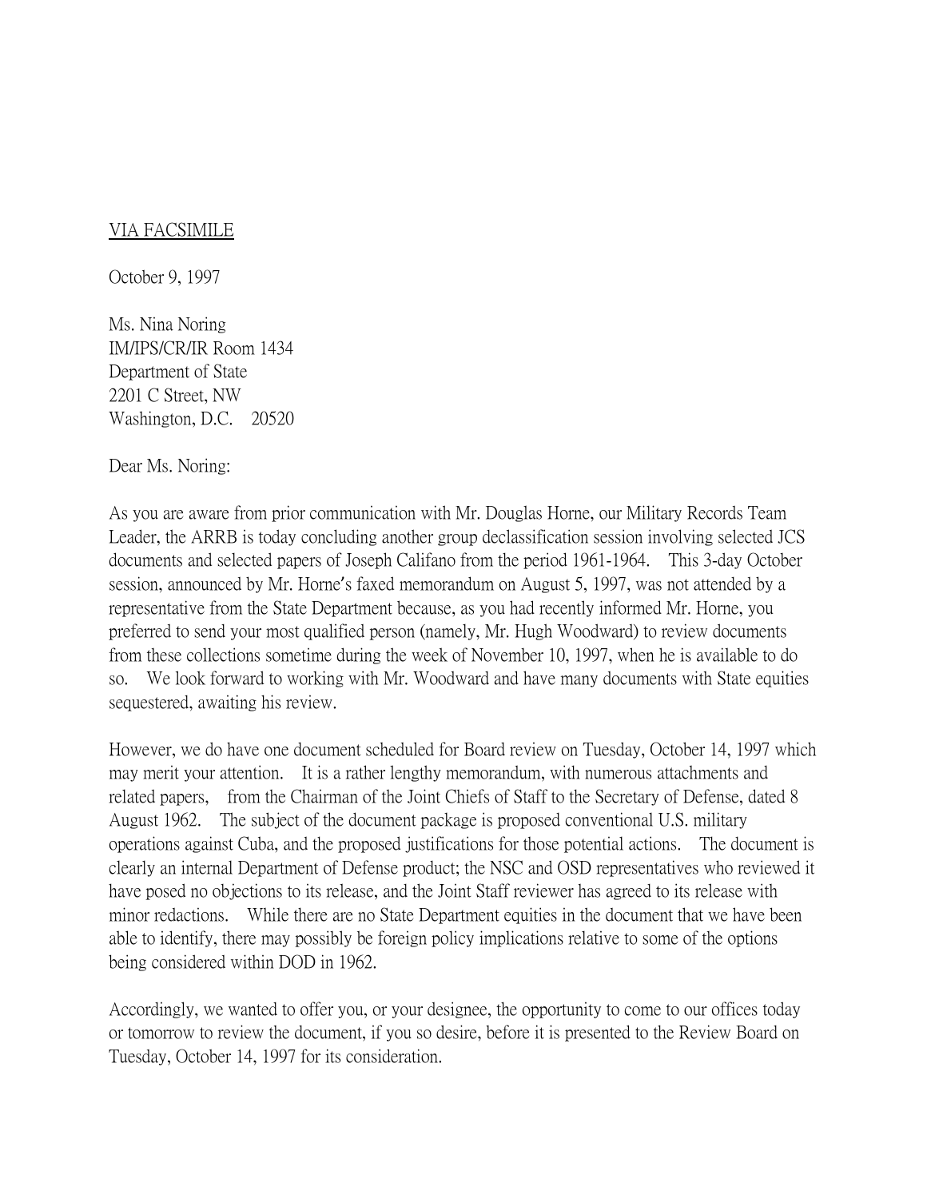VIA FACSIMILE

October 9, 1997

Ms. Nina Noring
IM/IPS/CR/IR Room 1434
Department of State
2201 C Street, NW
Washington, D.C. 20520

Dear Ms. Noring:

As you are aware from prior communication with Mr. Douglas Horne, our Military Records Team Leader, the ARRB is today concluding another group declassification session involving selected JCS documents and selected papers of Joseph Califano from the period 1961-1964. This 3-day October session, announced by Mr. Horne's faxed memorandum on August 5, 1997, was not attended by a representative from the State Department because, as you had recently informed Mr. Horne, you preferred to send your most qualified person (namely, Mr. Hugh Woodward) to review documents from these collections sometime during the week of November 10, 1997, when he is available to do so. We look forward to working with Mr. Woodward and have many documents with State equities sequestered, awaiting his review.

However, we do have one document scheduled for Board review on Tuesday, October 14, 1997 which may merit your attention. It is a rather lengthy memorandum, with numerous attachments and related papers, from the Chairman of the Joint Chiefs of Staff to the Secretary of Defense, dated 8 August 1962. The subject of the document package is proposed conventional U.S. military operations against Cuba, and the proposed justifications for those potential actions. The document is clearly an internal Department of Defense product; the NSC and OSD representatives who reviewed it have posed no objections to its release, and the Joint Staff reviewer has agreed to its release with minor redactions. While there are no State Department equities in the document that we have been able to identify, there may possibly be foreign policy implications relative to some of the options being considered within DOD in 1962.

Accordingly, we wanted to offer you, or your designee, the opportunity to come to our offices today or tomorrow to review the document, if you so desire, before it is presented to the Review Board on Tuesday, October 14, 1997 for its consideration.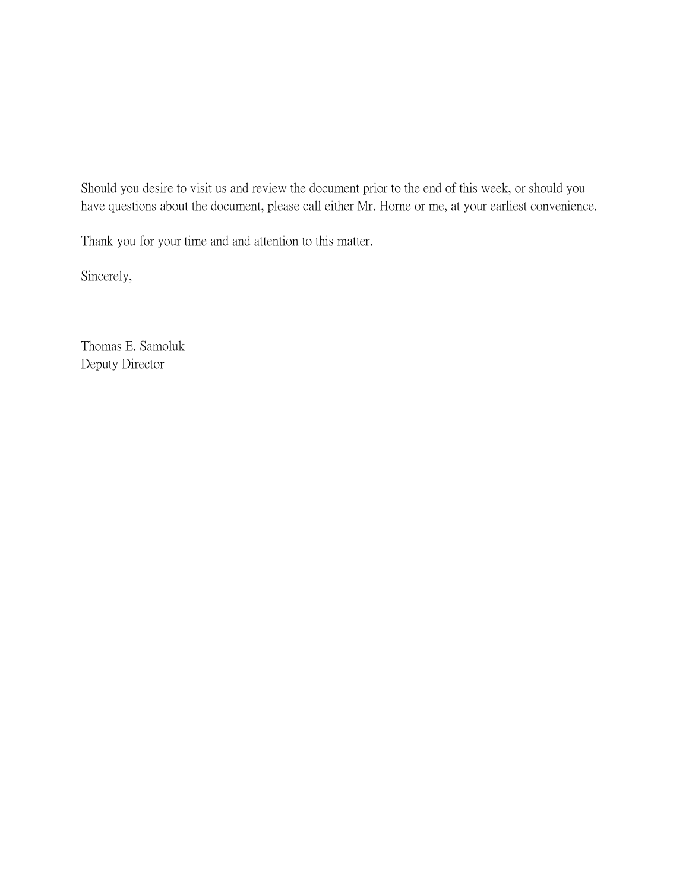Should you desire to visit us and review the document prior to the end of this week, or should you have questions about the document, please call either Mr. Horne or me, at your earliest convenience.

Thank you for your time and and attention to this matter.

Sincerely,

Thomas E. Samoluk
Deputy Director